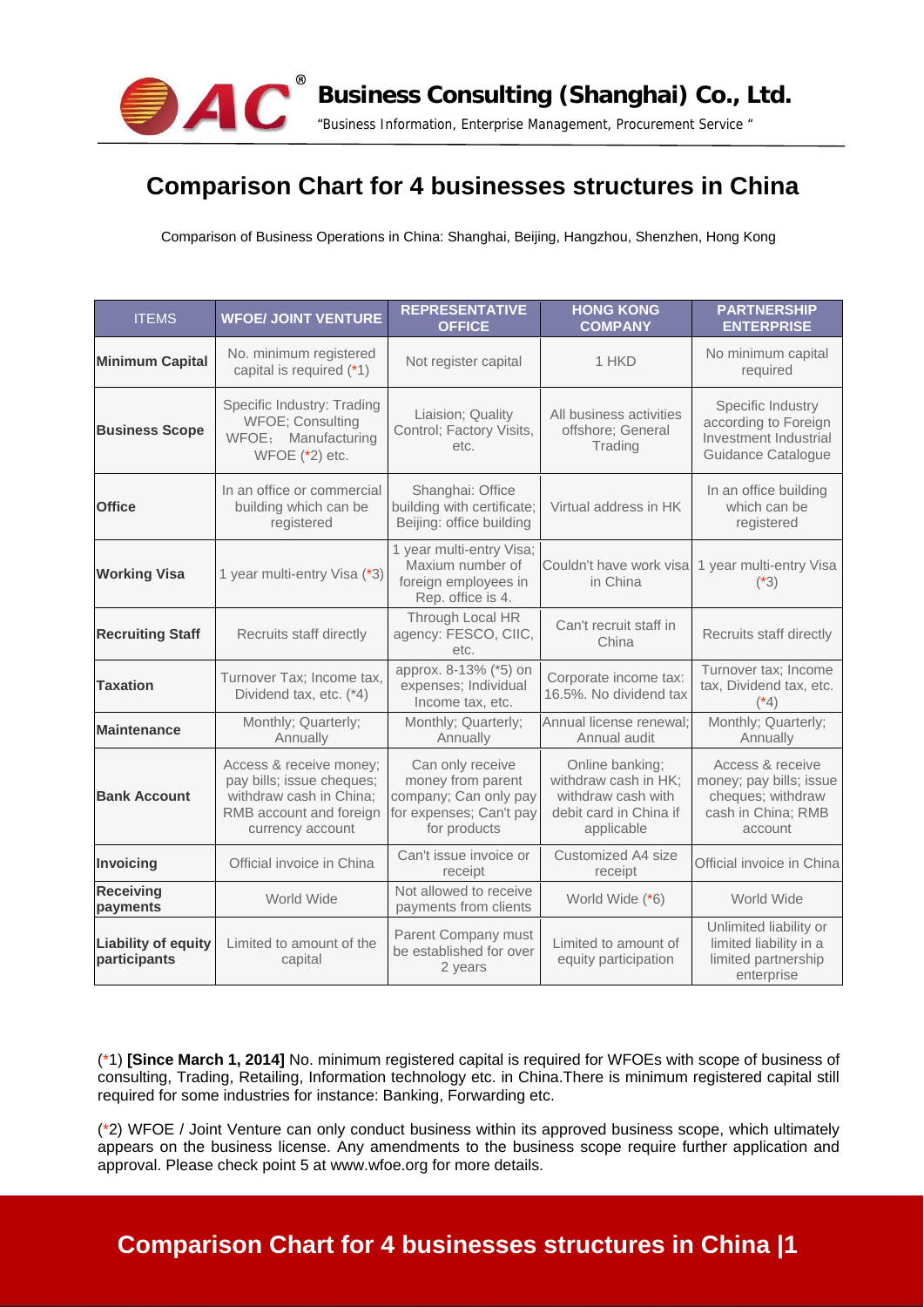# Comparison Chart for 4 businesses structures in China

Comparison of Business Operations in China: Shanghai, Beijing, Hangzhou, Shenzhen, Hong Kong

| ITEMS | WFOE/ JOINT VENTURE | REPRESENTATIVE OFFICE | HONG KONG COMPANY | PARTNERSHIP ENTERPRISE |
|---|---|---|---|---|
| **Minimum Capital** | No. minimum registered capital is required (*1) | Not register capital | 1 HKD | No minimum capital required |
| **Business Scope** | Specific Industry: Trading WFOE; Consulting WFOE; Manufacturing WFOE (*2) etc. | Liaision; Quality Control; Factory Visits, etc. | All business activities offshore; General Trading | Specific Industry according to Foreign Investment Industrial Guidance Catalogue |
| **Office** | In an office or commercial building which can be registered | Shanghai: Office building with certificate; Beijing: office building | Virtual address in HK | In an office building which can be registered |
| **Working Visa** | 1 year multi-entry Visa (*3) | 1 year multi-entry Visa; Maxium number of foreign employees in Rep. office is 4. | Couldn't have work visa in China | 1 year multi-entry Visa (*3) |
| **Recruiting Staff** | Recruits staff directly | Through Local HR agency: FESCO, CIIC, etc. | Can't recruit staff in China | Recruits staff directly |
| **Taxation** | Turnover Tax; Income tax, Dividend tax, etc. (*4) | approx. 8-13% (*5) on expenses; Individual Income tax, etc. | Corporate income tax: 16.5%. No dividend tax | Turnover tax; Income tax, Dividend tax, etc. (*4) |
| **Maintenance** | Monthly; Quarterly; Annually | Monthly; Quarterly; Annually | Annual license renewal; Annual audit | Monthly; Quarterly; Annually |
| **Bank Account** | Access & receive money; pay bills; issue cheques; withdraw cash in China; RMB account and foreign currency account | Can only receive money from parent company; Can only pay for expenses; Can't pay for products | Online banking; withdraw cash in HK; withdraw cash with debit card in China if applicable | Access & receive money; pay bills; issue cheques; withdraw cash in China; RMB account |
| **Invoicing** | Official invoice in China | Can't issue invoice or receipt | Customized A4 size receipt | Official invoice in China |
| **Receiving payments** | World Wide | Not allowed to receive payments from clients | World Wide (*6) | World Wide |
| **Liability of equity participants** | Limited to amount of the capital | Parent Company must be established for over 2 years | Limited to amount of equity participation | Unlimited liability or limited liability in a limited partnership enterprise |

(*1) **[Since March 1, 2014]** No. minimum registered capital is required for WFOEs with scope of business of consulting, Trading, Retailing, Information technology etc. in China.There is minimum registered capital still required for some industries for instance: Banking, Forwarding etc.

(*2) WFOE / Joint Venture can only conduct business within its approved business scope, which ultimately appears on the business license. Any amendments to the business scope require further application and approval. Please check point 5 at www.wfoe.org for more details.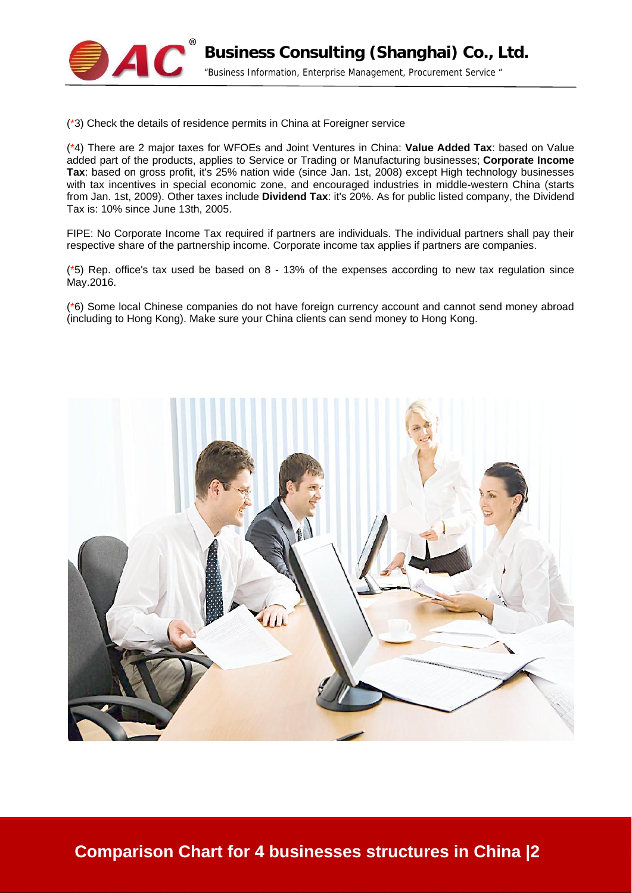(*3) Check the details of residence permits in China at Foreigner service

(*4) There are 2 major taxes for WFOEs and Joint Ventures in China: **Value Added Tax**: based on Value added part of the products, applies to Service or Trading or Manufacturing businesses; **Corporate Income Tax**: based on gross profit, it's 25% nation wide (since Jan. 1st, 2008) except High technology businesses with tax incentives in special economic zone, and encouraged industries in middle-western China (starts from Jan. 1st, 2009). Other taxes include **Dividend Tax**: it's 20%. As for public listed company, the Dividend Tax is: 10% since June 13th, 2005.

FIPE: No Corporate Income Tax required if partners are individuals. The individual partners shall pay their respective share of the partnership income. Corporate income tax applies if partners are companies.

(*5) Rep. office's tax used be based on 8 - 13% of the expenses according to new tax regulation since May.2016.

(*6) Some local Chinese companies do not have foreign currency account and cannot send money abroad (including to Hong Kong). Make sure your China clients can send money to Hong Kong.